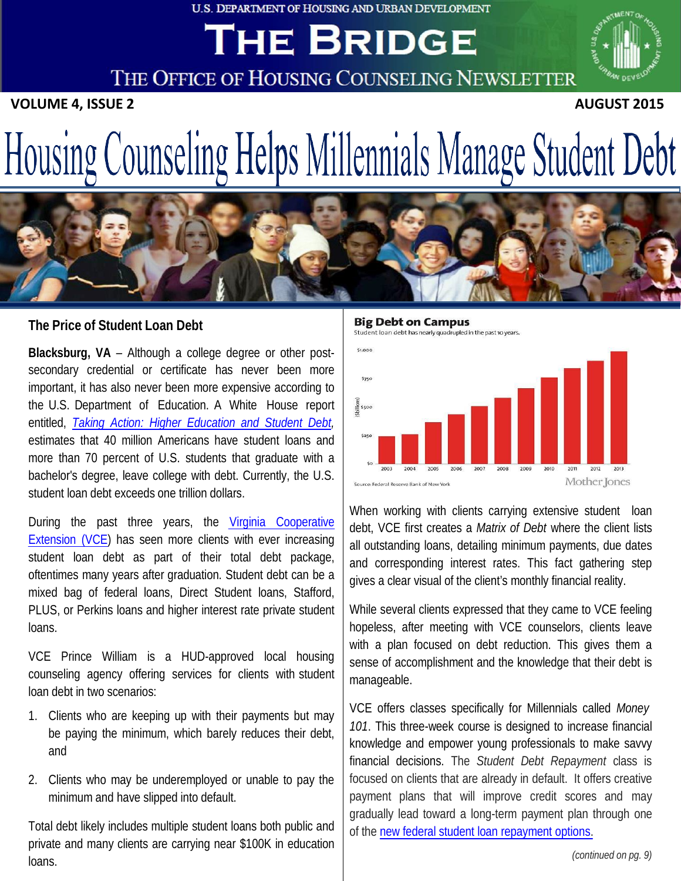U.S. DEPARTMENT OF HOUSING AND URBAN DEVELOPMENT

# THE BRIDGE

THE OFFICE OF HOUSING COUNSELING NEWSLETTER

**VOLUME 4, ISSUE 2** **AUGUST 2015**

# Housing Counseling Helps Millennials Manage Student Debt

## The Price of Student Loan Debt

**Blacksburg, VA** – Although a college degree or other post-secondary credential or certificate has never been more important, it has also never been more expensive according to the U.S. Department of Education. A White House report entitled, *Taking Action: Higher Education and Student Debt*, estimates that 40 million Americans have student loans and more than 70 percent of U.S. students that graduate with a bachelor's degree, leave college with debt. Currently, the U.S. student loan debt exceeds one trillion dollars.

During the past three years, the Virginia Cooperative Extension (VCE) has seen more clients with ever increasing student loan debt as part of their total debt package, oftentimes many years after graduation. Student debt can be a mixed bag of federal loans, Direct Student loans, Stafford, PLUS, or Perkins loans and higher interest rate private student loans.

VCE Prince William is a HUD-approved local housing counseling agency offering services for clients with student loan debt in two scenarios:

1. Clients who are keeping up with their payments but may be paying the minimum, which barely reduces their debt, and
2. Clients who may be underemployed or unable to pay the minimum and have slipped into default.

Total debt likely includes multiple student loans both public and private and many clients are carrying near $100K in education loans.

**Big Debt on Campus**

Student loan debt has nearly quadrupled in the past 10 years.

Source: Federal Reserve Bank of New York — Mother Jones

When working with clients carrying extensive student loan debt, VCE first creates a *Matrix of Debt* where the client lists all outstanding loans, detailing minimum payments, due dates and corresponding interest rates. This fact gathering step gives a clear visual of the client's monthly financial reality.

While several clients expressed that they came to VCE feeling hopeless, after meeting with VCE counselors, clients leave with a plan focused on debt reduction. This gives them a sense of accomplishment and the knowledge that their debt is manageable.

VCE offers classes specifically for Millennials called *Money 101*. This three-week course is designed to increase financial knowledge and empower young professionals to make savvy financial decisions. The *Student Debt Repayment* class is focused on clients that are already in default. It offers creative payment plans that will improve credit scores and may gradually lead toward a long-term payment plan through one of the new federal student loan repayment options.

*(continued on pg. 9)*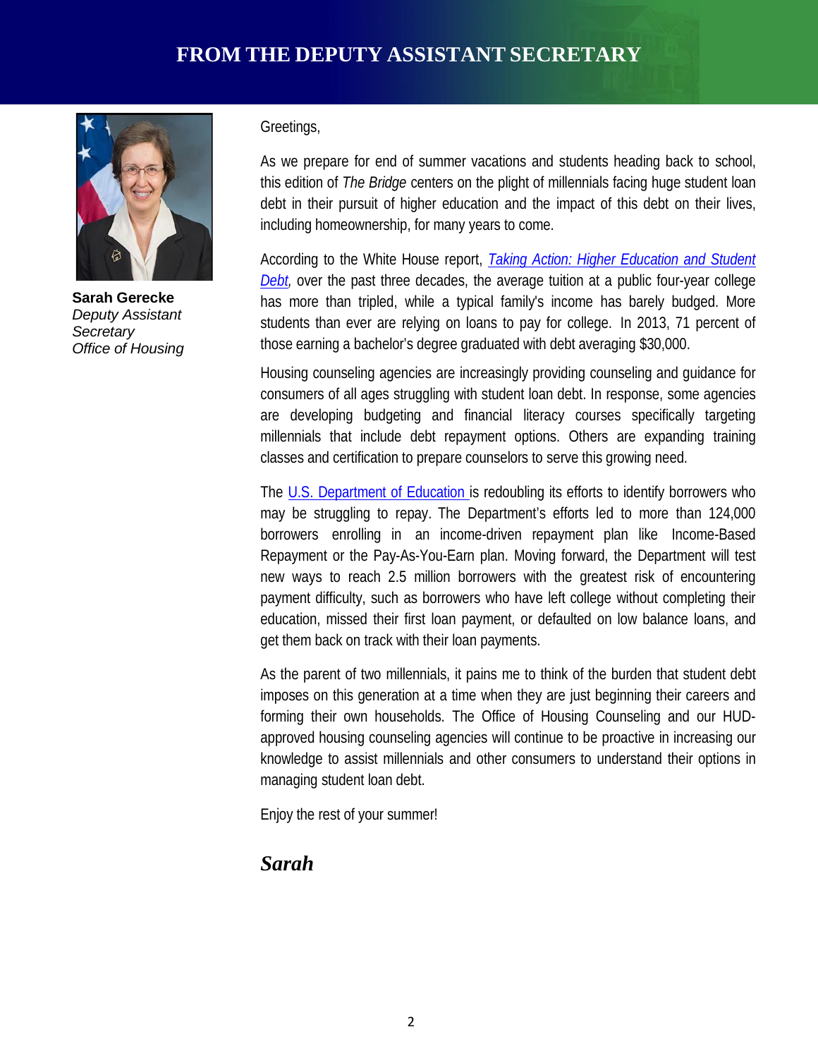# FROM THE DEPUTY ASSISTANT SECRETARY

**Sarah Gerecke**
*Deputy Assistant Secretary*
*Office of Housing*

Greetings,

As we prepare for end of summer vacations and students heading back to school, this edition of *The Bridge* centers on the plight of millennials facing huge student loan debt in their pursuit of higher education and the impact of this debt on their lives, including homeownership, for many years to come.

According to the White House report, *Taking Action: Higher Education and Student Debt*, over the past three decades, the average tuition at a public four-year college has more than tripled, while a typical family's income has barely budged. More students than ever are relying on loans to pay for college. In 2013, 71 percent of those earning a bachelor's degree graduated with debt averaging $30,000.

Housing counseling agencies are increasingly providing counseling and guidance for consumers of all ages struggling with student loan debt. In response, some agencies are developing budgeting and financial literacy courses specifically targeting millennials that include debt repayment options. Others are expanding training classes and certification to prepare counselors to serve this growing need.

The U.S. Department of Education is redoubling its efforts to identify borrowers who may be struggling to repay. The Department's efforts led to more than 124,000 borrowers enrolling in an income-driven repayment plan like Income-Based Repayment or the Pay-As-You-Earn plan. Moving forward, the Department will test new ways to reach 2.5 million borrowers with the greatest risk of encountering payment difficulty, such as borrowers who have left college without completing their education, missed their first loan payment, or defaulted on low balance loans, and get them back on track with their loan payments.

As the parent of two millennials, it pains me to think of the burden that student debt imposes on this generation at a time when they are just beginning their careers and forming their own households. The Office of Housing Counseling and our HUD-approved housing counseling agencies will continue to be proactive in increasing our knowledge to assist millennials and other consumers to understand their options in managing student loan debt.

Enjoy the rest of your summer!

***Sarah***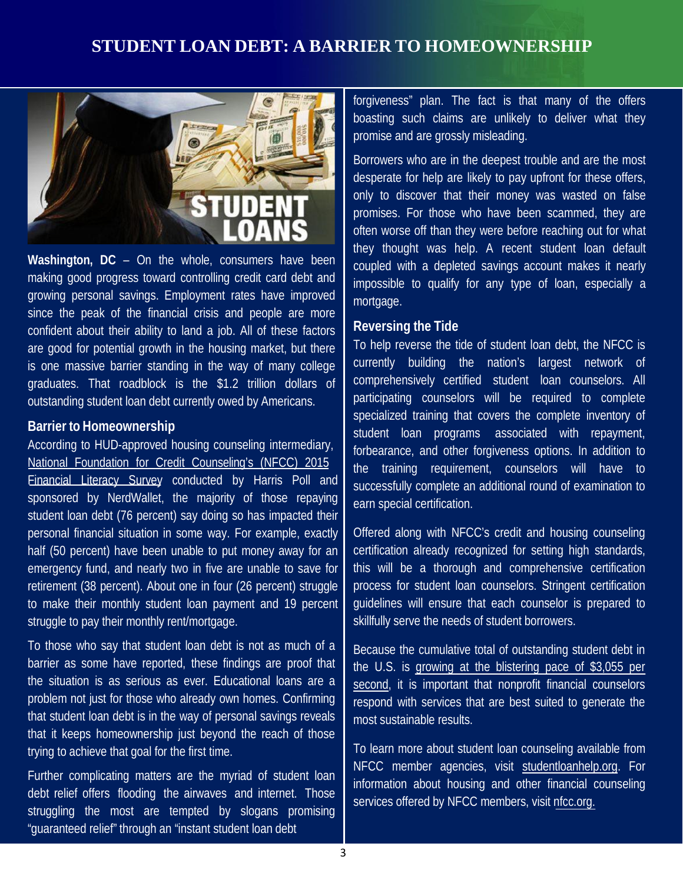# STUDENT LOAN DEBT: A BARRIER TO HOMEOWNERSHIP

**Washington, DC** – On the whole, consumers have been making good progress toward controlling credit card debt and growing personal savings. Employment rates have improved since the peak of the financial crisis and people are more confident about their ability to land a job. All of these factors are good for potential growth in the housing market, but there is one massive barrier standing in the way of many college graduates. That roadblock is the $1.2 trillion dollars of outstanding student loan debt currently owed by Americans.

## Barrier to Homeownership

According to HUD-approved housing counseling intermediary, National Foundation for Credit Counseling's (NFCC) 2015 Financial Literacy Survey conducted by Harris Poll and sponsored by NerdWallet, the majority of those repaying student loan debt (76 percent) say doing so has impacted their personal financial situation in some way. For example, exactly half (50 percent) have been unable to put money away for an emergency fund, and nearly two in five are unable to save for retirement (38 percent). About one in four (26 percent) struggle to make their monthly student loan payment and 19 percent struggle to pay their monthly rent/mortgage.

To those who say that student loan debt is not as much of a barrier as some have reported, these findings are proof that the situation is as serious as ever. Educational loans are a problem not just for those who already own homes. Confirming that student loan debt is in the way of personal savings reveals that it keeps homeownership just beyond the reach of those trying to achieve that goal for the first time.

Further complicating matters are the myriad of student loan debt relief offers flooding the airwaves and internet. Those struggling the most are tempted by slogans promising "guaranteed relief" through an "instant student loan debt forgiveness" plan. The fact is that many of the offers boasting such claims are unlikely to deliver what they promise and are grossly misleading.

Borrowers who are in the deepest trouble and are the most desperate for help are likely to pay upfront for these offers, only to discover that their money was wasted on false promises. For those who have been scammed, they are often worse off than they were before reaching out for what they thought was help. A recent student loan default coupled with a depleted savings account makes it nearly impossible to qualify for any type of loan, especially a mortgage.

## Reversing the Tide

To help reverse the tide of student loan debt, the NFCC is currently building the nation's largest network of comprehensively certified student loan counselors. All participating counselors will be required to complete specialized training that covers the complete inventory of student loan programs associated with repayment, forbearance, and other forgiveness options. In addition to the training requirement, counselors will have to successfully complete an additional round of examination to earn special certification.

Offered along with NFCC's credit and housing counseling certification already recognized for setting high standards, this will be a thorough and comprehensive certification process for student loan counselors. Stringent certification guidelines will ensure that each counselor is prepared to skillfully serve the needs of student borrowers.

Because the cumulative total of outstanding student debt in the U.S. is growing at the blistering pace of $3,055 per second, it is important that nonprofit financial counselors respond with services that are best suited to generate the most sustainable results.

To learn more about student loan counseling available from NFCC member agencies, visit studentloanhelp.org. For information about housing and other financial counseling services offered by NFCC members, visit nfcc.org.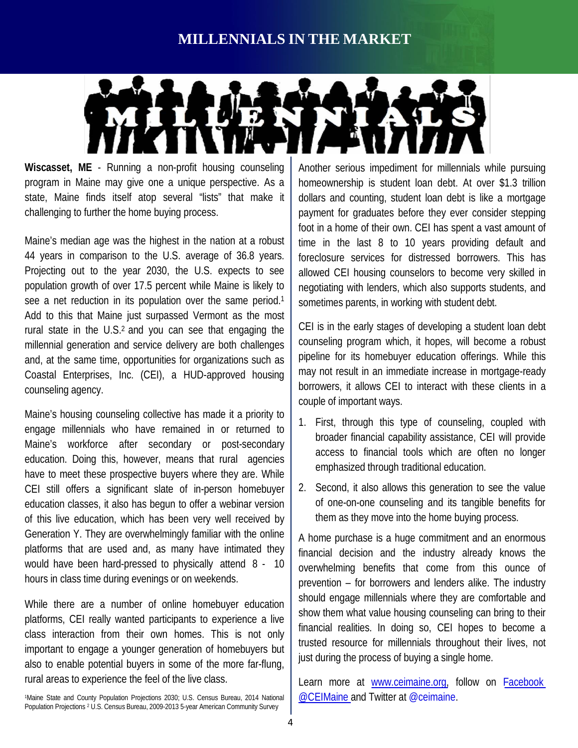# MILLENNIALS IN THE MARKET

**Wiscasset, ME** - Running a non-profit housing counseling program in Maine may give one a unique perspective. As a state, Maine finds itself atop several "lists" that make it challenging to further the home buying process.

Maine's median age was the highest in the nation at a robust 44 years in comparison to the U.S. average of 36.8 years. Projecting out to the year 2030, the U.S. expects to see population growth of over 17.5 percent while Maine is likely to see a net reduction in its population over the same period.[1] Add to this that Maine just surpassed Vermont as the most rural state in the U.S.[2] and you can see that engaging the millennial generation and service delivery are both challenges and, at the same time, opportunities for organizations such as Coastal Enterprises, Inc. (CEI), a HUD-approved housing counseling agency.

Maine's housing counseling collective has made it a priority to engage millennials who have remained in or returned to Maine's workforce after secondary or post-secondary education. Doing this, however, means that rural agencies have to meet these prospective buyers where they are. While CEI still offers a significant slate of in-person homebuyer education classes, it also has begun to offer a webinar version of this live education, which has been very well received by Generation Y. They are overwhelmingly familiar with the online platforms that are used and, as many have intimated they would have been hard-pressed to physically attend 8 - 10 hours in class time during evenings or on weekends.

While there are a number of online homebuyer education platforms, CEI really wanted participants to experience a live class interaction from their own homes. This is not only important to engage a younger generation of homebuyers but also to enable potential buyers in some of the more far-flung, rural areas to experience the feel of the live class.

[1]Maine State and County Population Projections 2030; U.S. Census Bureau, 2014 National Population Projections [2] U.S. Census Bureau, 2009-2013 5-year American Community Survey

Another serious impediment for millennials while pursuing homeownership is student loan debt. At over $1.3 trillion dollars and counting, student loan debt is like a mortgage payment for graduates before they ever consider stepping foot in a home of their own. CEI has spent a vast amount of time in the last 8 to 10 years providing default and foreclosure services for distressed borrowers. This has allowed CEI housing counselors to become very skilled in negotiating with lenders, which also supports students, and sometimes parents, in working with student debt.

CEI is in the early stages of developing a student loan debt counseling program which, it hopes, will become a robust pipeline for its homebuyer education offerings. While this may not result in an immediate increase in mortgage-ready borrowers, it allows CEI to interact with these clients in a couple of important ways.

1. First, through this type of counseling, coupled with broader financial capability assistance, CEI will provide access to financial tools which are often no longer emphasized through traditional education.
2. Second, it also allows this generation to see the value of one-on-one counseling and its tangible benefits for them as they move into the home buying process.

A home purchase is a huge commitment and an enormous financial decision and the industry already knows the overwhelming benefits that come from this ounce of prevention – for borrowers and lenders alike. The industry should engage millennials where they are comfortable and show them what value housing counseling can bring to their financial realities. In doing so, CEI hopes to become a trusted resource for millennials throughout their lives, not just during the process of buying a single home.

Learn more at www.ceimaine.org, follow on Facebook @CEIMaine and Twitter at @ceimaine.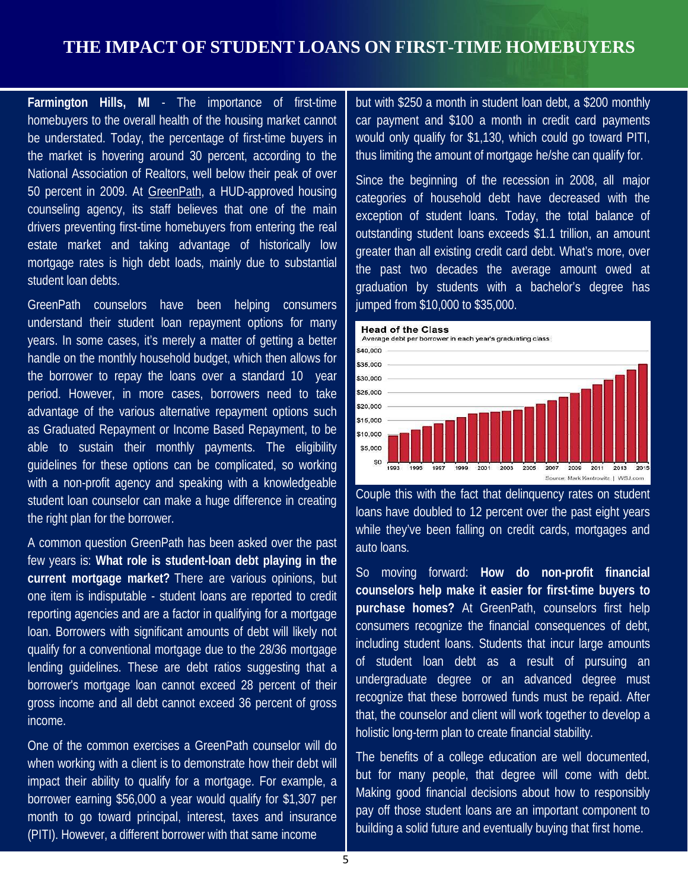# THE IMPACT OF STUDENT LOANS ON FIRST-TIME HOMEBUYERS

**Farmington Hills, MI** - The importance of first-time homebuyers to the overall health of the housing market cannot be understated. Today, the percentage of first-time buyers in the market is hovering around 30 percent, according to the National Association of Realtors, well below their peak of over 50 percent in 2009. At GreenPath, a HUD-approved housing counseling agency, its staff believes that one of the main drivers preventing first-time homebuyers from entering the real estate market and taking advantage of historically low mortgage rates is high debt loads, mainly due to substantial student loan debts.

GreenPath counselors have been helping consumers understand their student loan repayment options for many years. In some cases, it's merely a matter of getting a better handle on the monthly household budget, which then allows for the borrower to repay the loans over a standard 10 year period. However, in more cases, borrowers need to take advantage of the various alternative repayment options such as Graduated Repayment or Income Based Repayment, to be able to sustain their monthly payments. The eligibility guidelines for these options can be complicated, so working with a non-profit agency and speaking with a knowledgeable student loan counselor can make a huge difference in creating the right plan for the borrower.

A common question GreenPath has been asked over the past few years is: **What role is student-loan debt playing in the current mortgage market?** There are various opinions, but one item is indisputable - student loans are reported to credit reporting agencies and are a factor in qualifying for a mortgage loan. Borrowers with significant amounts of debt will likely not qualify for a conventional mortgage due to the 28/36 mortgage lending guidelines. These are debt ratios suggesting that a borrower's mortgage loan cannot exceed 28 percent of their gross income and all debt cannot exceed 36 percent of gross income.

One of the common exercises a GreenPath counselor will do when working with a client is to demonstrate how their debt will impact their ability to qualify for a mortgage. For example, a borrower earning $56,000 a year would qualify for $1,307 per month to go toward principal, interest, taxes and insurance (PITI). However, a different borrower with that same income but with $250 a month in student loan debt, a $200 monthly car payment and $100 a month in credit card payments would only qualify for $1,130, which could go toward PITI, thus limiting the amount of mortgage he/she can qualify for.

Since the beginning of the recession in 2008, all major categories of household debt have decreased with the exception of student loans. Today, the total balance of outstanding student loans exceeds $1.1 trillion, an amount greater than all existing credit card debt. What's more, over the past two decades the average amount owed at graduation by students with a bachelor's degree has jumped from $10,000 to $35,000.

**Head of the Class**
Average debt per borrower in each year's graduating class

Source: Mark Kantrowitz | WSJ.com

Couple this with the fact that delinquency rates on student loans have doubled to 12 percent over the past eight years while they've been falling on credit cards, mortgages and auto loans.

So moving forward: **How do non-profit financial counselors help make it easier for first-time buyers to purchase homes?** At GreenPath, counselors first help consumers recognize the financial consequences of debt, including student loans. Students that incur large amounts of student loan debt as a result of pursuing an undergraduate degree or an advanced degree must recognize that these borrowed funds must be repaid. After that, the counselor and client will work together to develop a holistic long-term plan to create financial stability.

The benefits of a college education are well documented, but for many people, that degree will come with debt. Making good financial decisions about how to responsibly pay off those student loans are an important component to building a solid future and eventually buying that first home.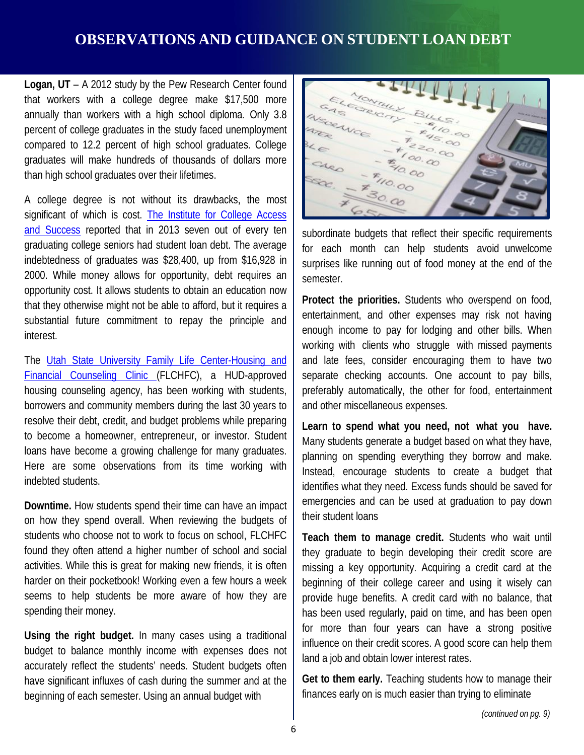# OBSERVATIONS AND GUIDANCE ON STUDENT LOAN DEBT

**Logan, UT** – A 2012 study by the Pew Research Center found that workers with a college degree make $17,500 more annually than workers with a high school diploma. Only 3.8 percent of college graduates in the study faced unemployment compared to 12.2 percent of high school graduates. College graduates will make hundreds of thousands of dollars more than high school graduates over their lifetimes.

A college degree is not without its drawbacks, the most significant of which is cost. The Institute for College Access and Success reported that in 2013 seven out of every ten graduating college seniors had student loan debt. The average indebtedness of graduates was $28,400, up from $16,928 in 2000. While money allows for opportunity, debt requires an opportunity cost. It allows students to obtain an education now that they otherwise might not be able to afford, but it requires a substantial future commitment to repay the principle and interest.

The Utah State University Family Life Center-Housing and Financial Counseling Clinic (FLCHFC), a HUD-approved housing counseling agency, has been working with students, borrowers and community members during the last 30 years to resolve their debt, credit, and budget problems while preparing to become a homeowner, entrepreneur, or investor. Student loans have become a growing challenge for many graduates. Here are some observations from its time working with indebted students.

**Downtime.** How students spend their time can have an impact on how they spend overall. When reviewing the budgets of students who choose not to work to focus on school, FLCHFC found they often attend a higher number of school and social activities. While this is great for making new friends, it is often harder on their pocketbook! Working even a few hours a week seems to help students be more aware of how they are spending their money.

**Using the right budget.** In many cases using a traditional budget to balance monthly income with expenses does not accurately reflect the students' needs. Student budgets often have significant influxes of cash during the summer and at the beginning of each semester. Using an annual budget with subordinate budgets that reflect their specific requirements for each month can help students avoid unwelcome surprises like running out of food money at the end of the semester.

**Protect the priorities.** Students who overspend on food, entertainment, and other expenses may risk not having enough income to pay for lodging and other bills. When working with clients who struggle with missed payments and late fees, consider encouraging them to have two separate checking accounts. One account to pay bills, preferably automatically, the other for food, entertainment and other miscellaneous expenses.

**Learn to spend what you need, not what you have.** Many students generate a budget based on what they have, planning on spending everything they borrow and make. Instead, encourage students to create a budget that identifies what they need. Excess funds should be saved for emergencies and can be used at graduation to pay down their student loans

**Teach them to manage credit.** Students who wait until they graduate to begin developing their credit score are missing a key opportunity. Acquiring a credit card at the beginning of their college career and using it wisely can provide huge benefits. A credit card with no balance, that has been used regularly, paid on time, and has been open for more than four years can have a strong positive influence on their credit scores. A good score can help them land a job and obtain lower interest rates.

**Get to them early.** Teaching students how to manage their finances early on is much easier than trying to eliminate

*(continued on pg. 9)*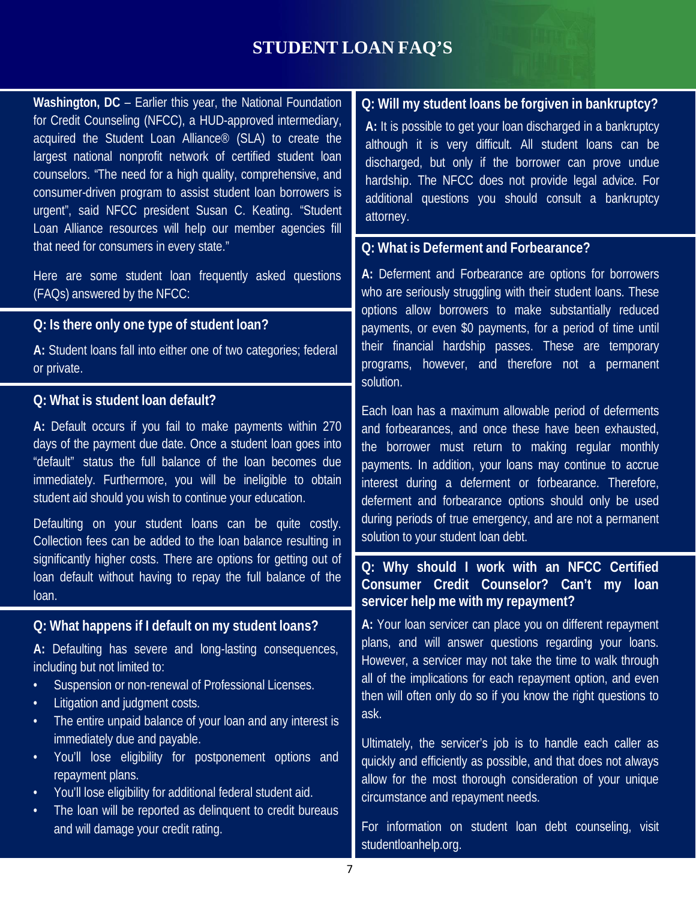# STUDENT LOAN FAQ'S

**Washington, DC** – Earlier this year, the National Foundation for Credit Counseling (NFCC), a HUD-approved intermediary, acquired the Student Loan Alliance® (SLA) to create the largest national nonprofit network of certified student loan counselors. "The need for a high quality, comprehensive, and consumer-driven program to assist student loan borrowers is urgent", said NFCC president Susan C. Keating. "Student Loan Alliance resources will help our member agencies fill that need for consumers in every state."

Here are some student loan frequently asked questions (FAQs) answered by the NFCC:

### Q: Is there only one type of student loan?

**A:** Student loans fall into either one of two categories; federal or private.

### Q: What is student loan default?

**A:** Default occurs if you fail to make payments within 270 days of the payment due date. Once a student loan goes into "default" status the full balance of the loan becomes due immediately. Furthermore, you will be ineligible to obtain student aid should you wish to continue your education.

Defaulting on your student loans can be quite costly. Collection fees can be added to the loan balance resulting in significantly higher costs. There are options for getting out of loan default without having to repay the full balance of the loan.

### Q: What happens if I default on my student loans?

**A:** Defaulting has severe and long-lasting consequences, including but not limited to:

- Suspension or non-renewal of Professional Licenses.
- Litigation and judgment costs.
- The entire unpaid balance of your loan and any interest is immediately due and payable.
- You'll lose eligibility for postponement options and repayment plans.
- You'll lose eligibility for additional federal student aid.
- The loan will be reported as delinquent to credit bureaus and will damage your credit rating.

### Q: Will my student loans be forgiven in bankruptcy?

**A:** It is possible to get your loan discharged in a bankruptcy although it is very difficult. All student loans can be discharged, but only if the borrower can prove undue hardship. The NFCC does not provide legal advice. For additional questions you should consult a bankruptcy attorney.

### Q: What is Deferment and Forbearance?

**A:** Deferment and Forbearance are options for borrowers who are seriously struggling with their student loans. These options allow borrowers to make substantially reduced payments, or even $0 payments, for a period of time until their financial hardship passes. These are temporary programs, however, and therefore not a permanent solution.

Each loan has a maximum allowable period of deferments and forbearances, and once these have been exhausted, the borrower must return to making regular monthly payments. In addition, your loans may continue to accrue interest during a deferment or forbearance. Therefore, deferment and forbearance options should only be used during periods of true emergency, and are not a permanent solution to your student loan debt.

### Q: Why should I work with an NFCC Certified Consumer Credit Counselor? Can't my loan servicer help me with my repayment?

**A:** Your loan servicer can place you on different repayment plans, and will answer questions regarding your loans. However, a servicer may not take the time to walk through all of the implications for each repayment option, and even then will often only do so if you know the right questions to ask.

Ultimately, the servicer's job is to handle each caller as quickly and efficiently as possible, and that does not always allow for the most thorough consideration of your unique circumstance and repayment needs.

For information on student loan debt counseling, visit studentloanhelp.org.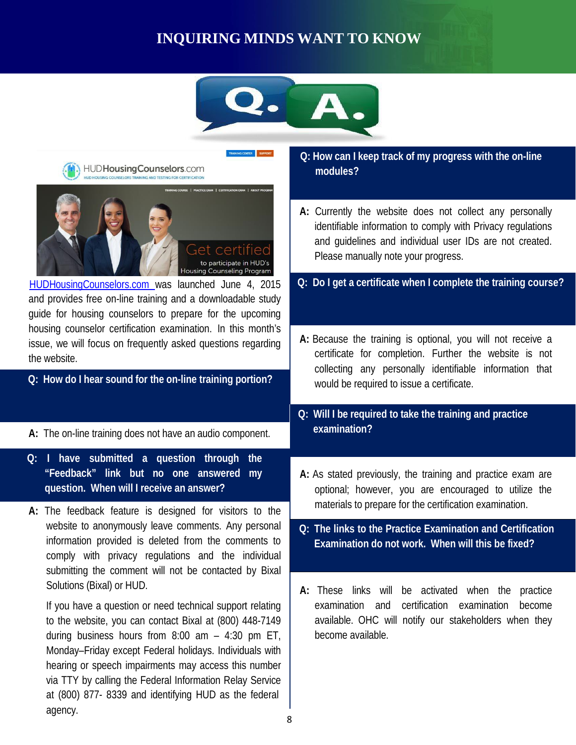# INQUIRING MINDS WANT TO KNOW

HUDHousingCounselors.com was launched June 4, 2015 and provides free on-line training and a downloadable study guide for housing counselors to prepare for the upcoming housing counselor certification examination. In this month's issue, we will focus on frequently asked questions regarding the website.

**Q: How do I hear sound for the on-line training portion?**

**A:** The on-line training does not have an audio component.

**Q: I have submitted a question through the "Feedback" link but no one answered my question. When will I receive an answer?**

**A:** The feedback feature is designed for visitors to the website to anonymously leave comments. Any personal information provided is deleted from the comments to comply with privacy regulations and the individual submitting the comment will not be contacted by Bixal Solutions (Bixal) or HUD.

If you have a question or need technical support relating to the website, you can contact Bixal at (800) 448-7149 during business hours from 8:00 am – 4:30 pm ET, Monday–Friday except Federal holidays. Individuals with hearing or speech impairments may access this number via TTY by calling the Federal Information Relay Service at (800) 877- 8339 and identifying HUD as the federal agency.

**Q: How can I keep track of my progress with the on-line modules?**

**A:** Currently the website does not collect any personally identifiable information to comply with Privacy regulations and guidelines and individual user IDs are not created. Please manually note your progress.

**Q: Do I get a certificate when I complete the training course?**

**A:** Because the training is optional, you will not receive a certificate for completion. Further the website is not collecting any personally identifiable information that would be required to issue a certificate.

**Q: Will I be required to take the training and practice examination?**

**A:** As stated previously, the training and practice exam are optional; however, you are encouraged to utilize the materials to prepare for the certification examination.

**Q: The links to the Practice Examination and Certification Examination do not work. When will this be fixed?**

**A:** These links will be activated when the practice examination and certification examination become available. OHC will notify our stakeholders when they become available.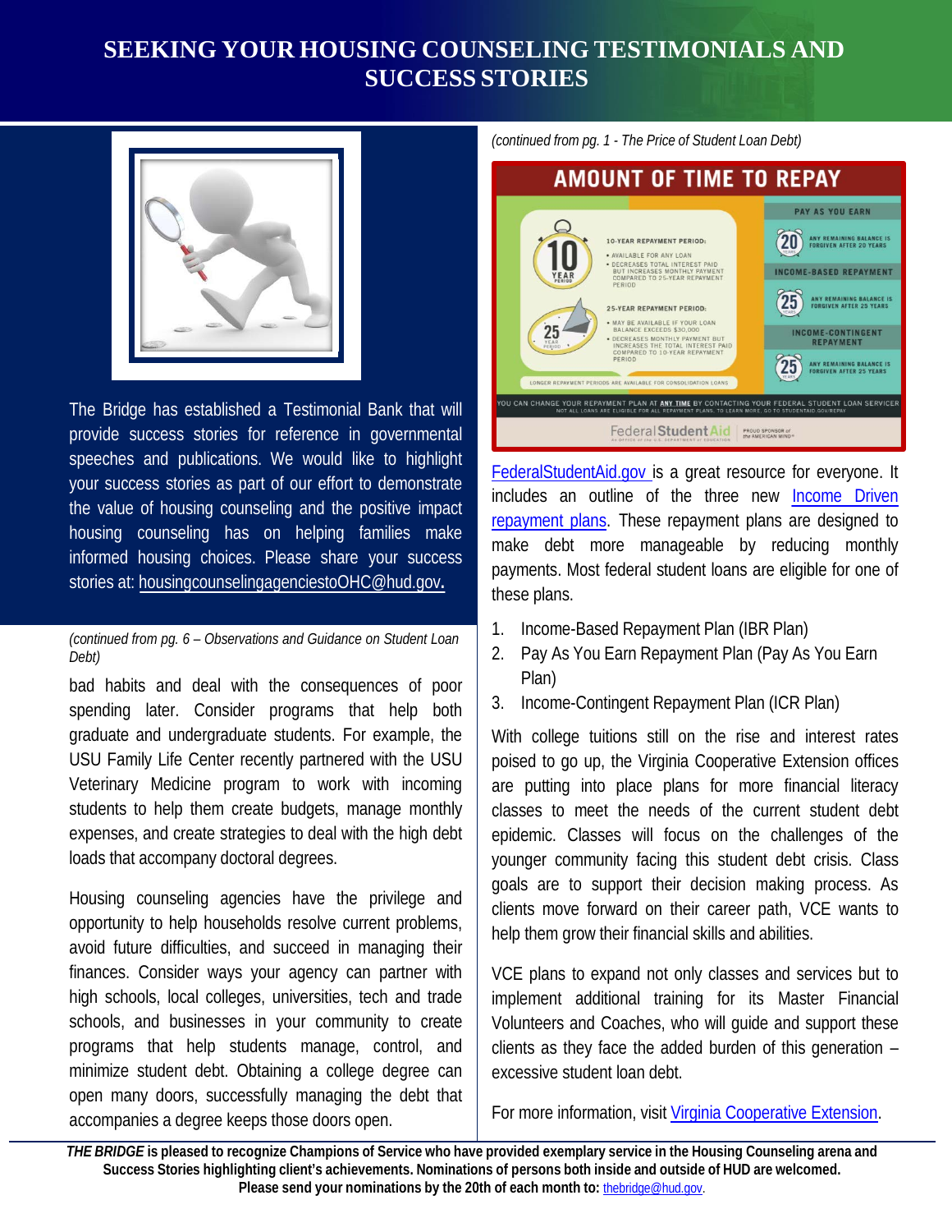# SEEKING YOUR HOUSING COUNSELING TESTIMONIALS AND SUCCESS STORIES

The Bridge has established a Testimonial Bank that will provide success stories for reference in governmental speeches and publications. We would like to highlight your success stories as part of our effort to demonstrate the value of housing counseling and the positive impact housing counseling has on helping families make informed housing choices. Please share your success stories at: housingcounselingagenciestoOHC@hud.gov.

*(continued from pg. 6 – Observations and Guidance on Student Loan Debt)*

bad habits and deal with the consequences of poor spending later. Consider programs that help both graduate and undergraduate students. For example, the USU Family Life Center recently partnered with the USU Veterinary Medicine program to work with incoming students to help them create budgets, manage monthly expenses, and create strategies to deal with the high debt loads that accompany doctoral degrees.

Housing counseling agencies have the privilege and opportunity to help households resolve current problems, avoid future difficulties, and succeed in managing their finances. Consider ways your agency can partner with high schools, local colleges, universities, tech and trade schools, and businesses in your community to create programs that help students manage, control, and minimize student debt. Obtaining a college degree can open many doors, successfully managing the debt that accompanies a degree keeps those doors open.

*(continued from pg. 1 - The Price of Student Loan Debt)*

**AMOUNT OF TIME TO REPAY**

**10-YEAR REPAYMENT PERIOD:**
- AVAILABLE FOR ANY LOAN
- DECREASES TOTAL INTEREST PAID BUT INCREASES MONTHLY PAYMENT COMPARED TO 25-YEAR REPAYMENT PERIOD

**25-YEAR REPAYMENT PERIOD:**
- MAY BE AVAILABLE IF YOUR LOAN BALANCE EXCEEDS $30,000
- DECREASES MONTHLY PAYMENT BUT INCREASES THE TOTAL INTEREST PAID COMPARED TO 10-YEAR REPAYMENT PERIOD

LONGER REPAYMENT PERIODS ARE AVAILABLE FOR CONSOLIDATION LOANS

**PAY AS YOU EARN:** ANY REMAINING BALANCE IS FORGIVEN AFTER 20 YEARS

**INCOME-BASED REPAYMENT:** ANY REMAINING BALANCE IS FORGIVEN AFTER 25 YEARS

**INCOME-CONTINGENT REPAYMENT:** ANY REMAINING BALANCE IS FORGIVEN AFTER 25 YEARS

YOU CAN CHANGE YOUR REPAYMENT PLAN AT ANY TIME BY CONTACTING YOUR FEDERAL STUDENT LOAN SERVICER. NOT ALL LOANS ARE ELIGIBLE FOR ALL REPAYMENT PLANS. TO LEARN MORE, GO TO STUDENTAID.GOV/REPAY

FederalStudentAid | PROUD SPONSOR of the AMERICAN MIND

FederalStudentAid.gov is a great resource for everyone. It includes an outline of the three new Income Driven repayment plans. These repayment plans are designed to make debt more manageable by reducing monthly payments. Most federal student loans are eligible for one of these plans.

1. Income-Based Repayment Plan (IBR Plan)
2. Pay As You Earn Repayment Plan (Pay As You Earn Plan)
3. Income-Contingent Repayment Plan (ICR Plan)

With college tuitions still on the rise and interest rates poised to go up, the Virginia Cooperative Extension offices are putting into place plans for more financial literacy classes to meet the needs of the current student debt epidemic. Classes will focus on the challenges of the younger community facing this student debt crisis. Class goals are to support their decision making process. As clients move forward on their career path, VCE wants to help them grow their financial skills and abilities.

VCE plans to expand not only classes and services but to implement additional training for its Master Financial Volunteers and Coaches, who will guide and support these clients as they face the added burden of this generation – excessive student loan debt.

For more information, visit Virginia Cooperative Extension.

**_THE BRIDGE_ is pleased to recognize Champions of Service who have provided exemplary service in the Housing Counseling arena and Success Stories highlighting client's achievements. Nominations of persons both inside and outside of HUD are welcomed. Please send your nominations by the 20th of each month to:** thebridge@hud.gov.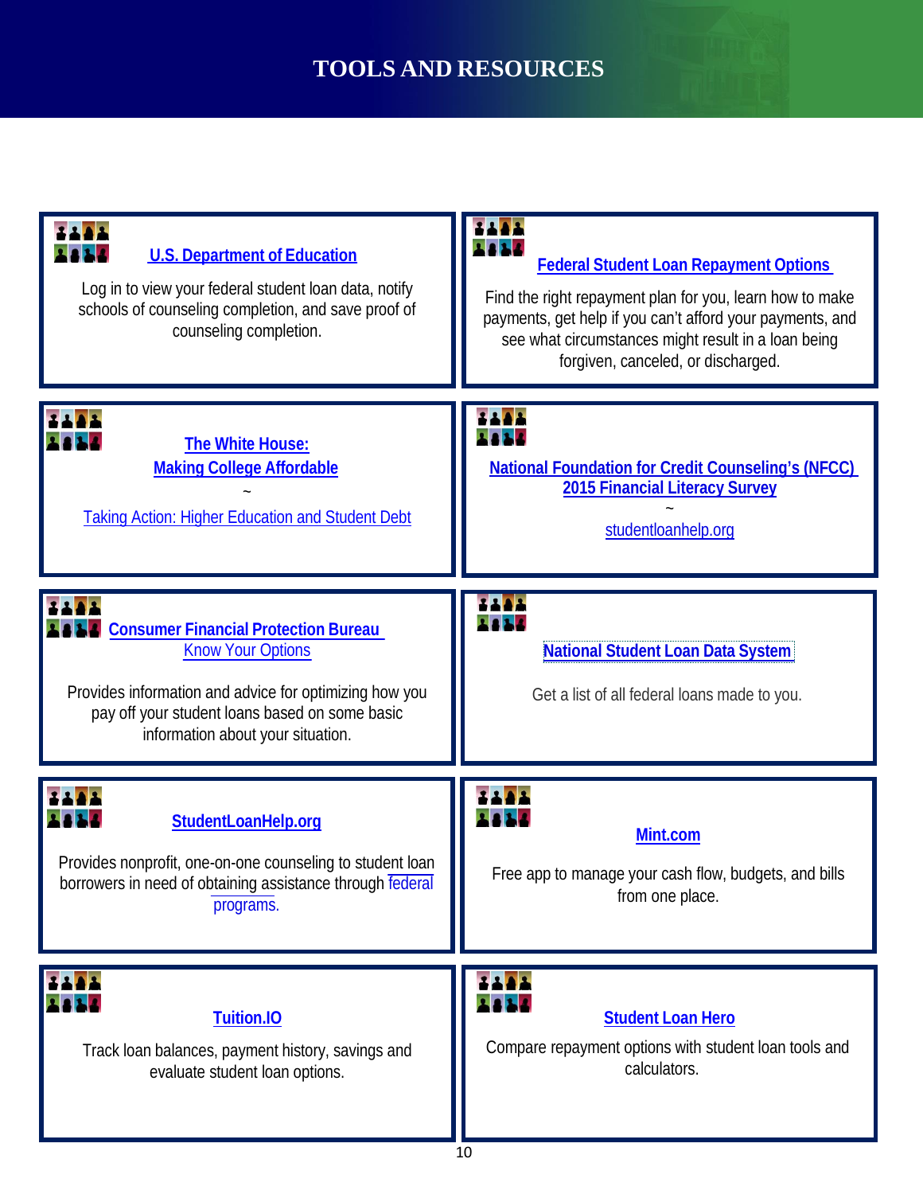# TOOLS AND RESOURCES

**U.S. Department of Education**

Log in to view your federal student loan data, notify schools of counseling completion, and save proof of counseling completion.

**Federal Student Loan Repayment Options**

Find the right repayment plan for you, learn how to make payments, get help if you can't afford your payments, and see what circumstances might result in a loan being forgiven, canceled, or discharged.

**The White House:**
**Making College Affordable**

~

Taking Action: Higher Education and Student Debt

**National Foundation for Credit Counseling's (NFCC) 2015 Financial Literacy Survey**

~

studentloanhelp.org

**Consumer Financial Protection Bureau**

Know Your Options

Provides information and advice for optimizing how you pay off your student loans based on some basic information about your situation.

**National Student Loan Data System**

Get a list of all federal loans made to you.

**StudentLoanHelp.org**

Provides nonprofit, one-on-one counseling to student loan borrowers in need of obtaining assistance through federal programs.

**Mint.com**

Free app to manage your cash flow, budgets, and bills from one place.

**Tuition.IO**

Track loan balances, payment history, savings and evaluate student loan options.

**Student Loan Hero**

Compare repayment options with student loan tools and calculators.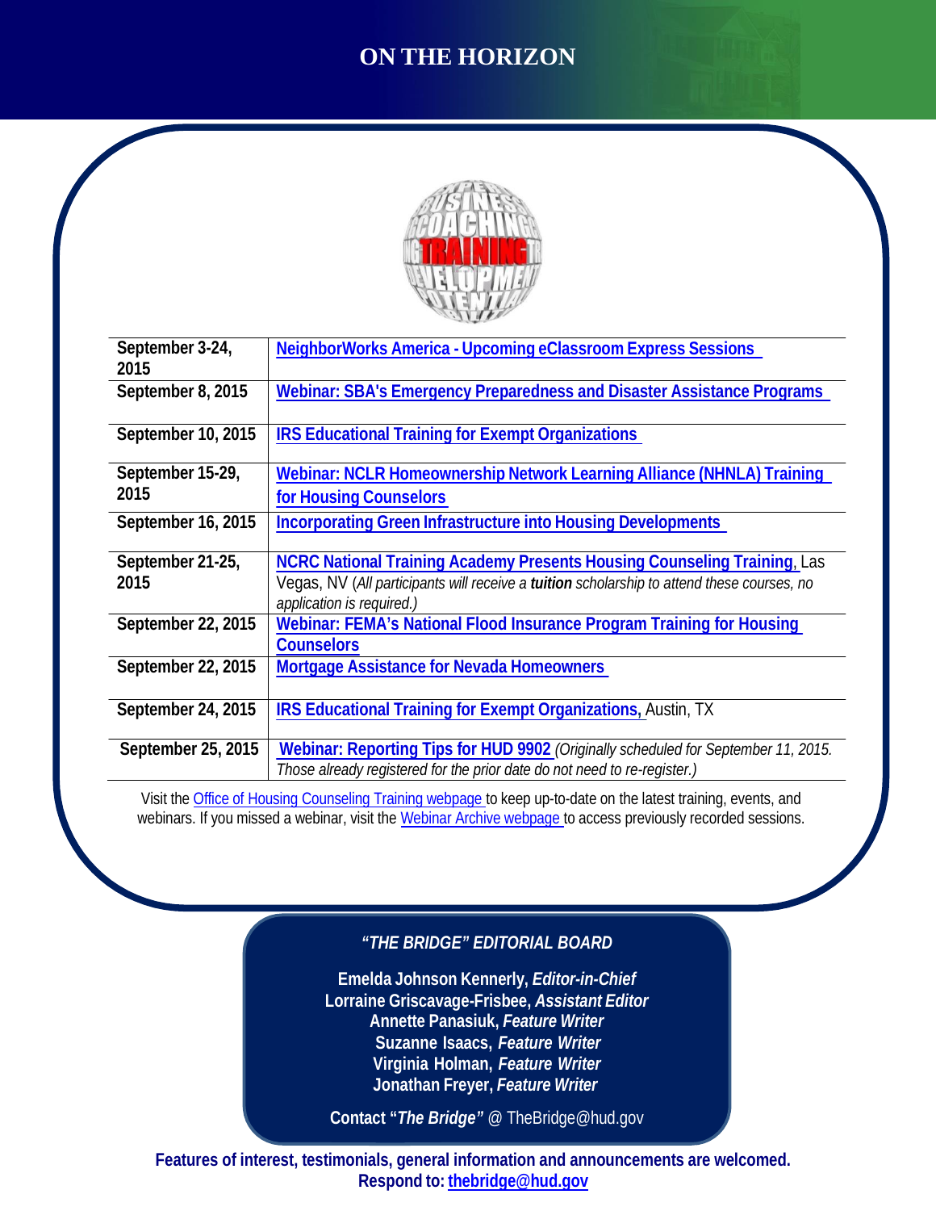# ON THE HORIZON

| | |
|---|---|
| **September 3-24, 2015** | **NeighborWorks America - Upcoming eClassroom Express Sessions** |
| **September 8, 2015** | **Webinar: SBA's Emergency Preparedness and Disaster Assistance Programs** |
| **September 10, 2015** | **IRS Educational Training for Exempt Organizations** |
| **September 15-29, 2015** | **Webinar: NCLR Homeownership Network Learning Alliance (NHNLA) Training for Housing Counselors** |
| **September 16, 2015** | **Incorporating Green Infrastructure into Housing Developments** |
| **September 21-25, 2015** | **NCRC National Training Academy Presents Housing Counseling Training**, Las Vegas, NV (*All participants will receive a* ***tuition*** *scholarship to attend these courses, no application is required.)* |
| **September 22, 2015** | **Webinar: FEMA's National Flood Insurance Program Training for Housing Counselors** |
| **September 22, 2015** | **Mortgage Assistance for Nevada Homeowners** |
| **September 24, 2015** | **IRS Educational Training for Exempt Organizations,** Austin, TX |
| **September 25, 2015** | **Webinar: Reporting Tips for HUD 9902** *(Originally scheduled for September 11, 2015. Those already registered for the prior date do not need to re-register.)* |

Visit the Office of Housing Counseling Training webpage to keep up-to-date on the latest training, events, and webinars. If you missed a webinar, visit the Webinar Archive webpage to access previously recorded sessions.

***"THE BRIDGE" EDITORIAL BOARD***

**Emelda Johnson Kennerly, *Editor-in-Chief***
**Lorraine Griscavage-Frisbee, *Assistant Editor***
**Annette Panasiuk, *Feature Writer***
**Suzanne Isaacs, *Feature Writer***
**Virginia Holman, *Feature Writer***
**Jonathan Freyer, *Feature Writer***

**Contact "*The Bridge*"** @ TheBridge@hud.gov

**Features of interest, testimonials, general information and announcements are welcomed.**
**Respond to: thebridge@hud.gov**